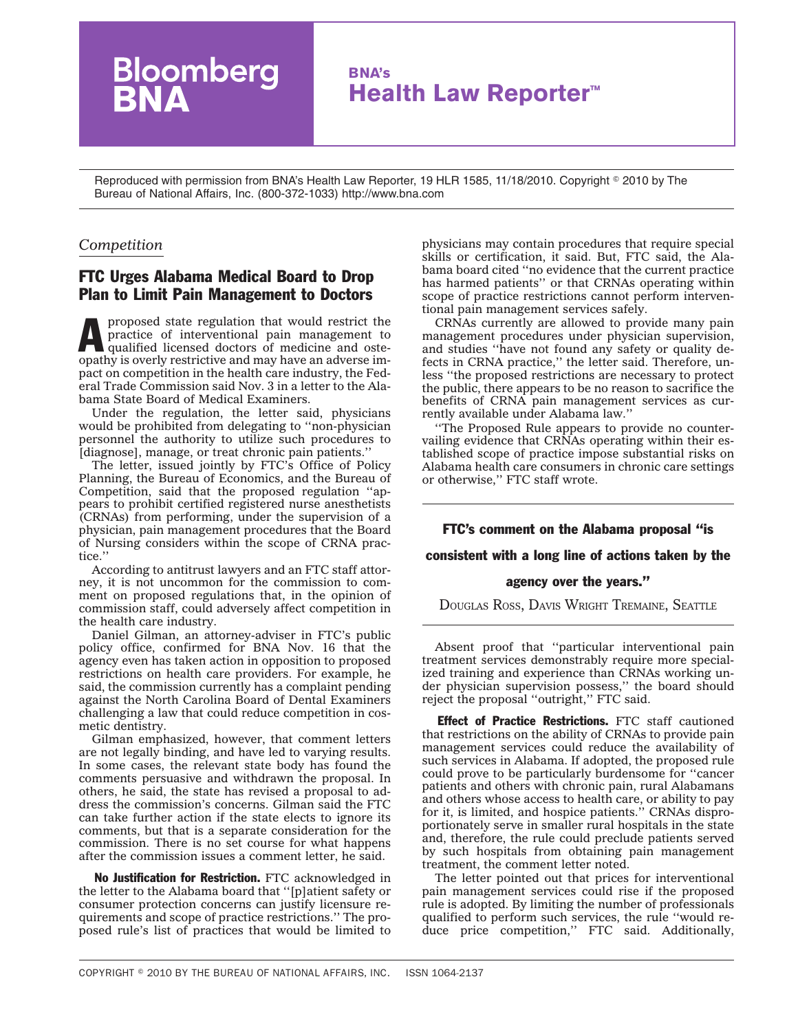# Bloomberg BNA

## BNA's Health Law Reporter™

Reproduced with permission from BNA's Health Law Reporter, 19 HLR 1585, 11/18/2010. Copyright © 2010 by The Bureau of National Affairs, Inc. (800-372-1033) http://www.bna.com

*Competition*

## FTC Urges Alabama Medical Board to Drop Plan to Limit Pain Management to Doctors

A proposed state regulation that would restrict the practice of interventional pain management to qualified licensed doctors of medicine and osteopathy is overly restrictive and may have an adverse impact on competition in the health care industry, the Federal Trade Commission said Nov. 3 in a letter to the Alabama State Board of Medical Examiners.

Under the regulation, the letter said, physicians would be prohibited from delegating to ''non-physician personnel the authority to utilize such procedures to [diagnose], manage, or treat chronic pain patients.''

The letter, issued jointly by FTC's Office of Policy Planning, the Bureau of Economics, and the Bureau of Competition, said that the proposed regulation ''appears to prohibit certified registered nurse anesthetists (CRNAs) from performing, under the supervision of a physician, pain management procedures that the Board of Nursing considers within the scope of CRNA practice.''

According to antitrust lawyers and an FTC staff attorney, it is not uncommon for the commission to comment on proposed regulations that, in the opinion of commission staff, could adversely affect competition in the health care industry.

Daniel Gilman, an attorney-adviser in FTC's public policy office, confirmed for BNA Nov. 16 that the agency even has taken action in opposition to proposed restrictions on health care providers. For example, he said, the commission currently has a complaint pending against the North Carolina Board of Dental Examiners challenging a law that could reduce competition in cosmetic dentistry.

Gilman emphasized, however, that comment letters are not legally binding, and have led to varying results. In some cases, the relevant state body has found the comments persuasive and withdrawn the proposal. In others, he said, the state has revised a proposal to address the commission's concerns. Gilman said the FTC can take further action if the state elects to ignore its comments, but that is a separate consideration for the commission. There is no set course for what happens after the commission issues a comment letter, he said.

**No Justification for Restriction.** FTC acknowledged in the letter to the Alabama board that ''[p]atient safety or consumer protection concerns can justify licensure requirements and scope of practice restrictions.'' The proposed rule's list of practices that would be limited to physicians may contain procedures that require special skills or certification, it said. But, FTC said, the Alabama board cited ''no evidence that the current practice has harmed patients'' or that CRNAs operating within scope of practice restrictions cannot perform interventional pain management services safely.

CRNAs currently are allowed to provide many pain management procedures under physician supervision, and studies ''have not found any safety or quality defects in CRNA practice,'' the letter said. Therefore, unless ''the proposed restrictions are necessary to protect the public, there appears to be no reason to sacrifice the benefits of CRNA pain management services as currently available under Alabama law.''

''The Proposed Rule appears to provide no countervailing evidence that CRNAs operating within their established scope of practice impose substantial risks on Alabama health care consumers in chronic care settings or otherwise,'' FTC staff wrote.

> **FTC's comment on the Alabama proposal ''is consistent with a long line of actions taken by the agency over the years.''**
>
> DOUGLAS ROSS, DAVIS WRIGHT TREMAINE, SEATTLE

Absent proof that ''particular interventional pain treatment services demonstrably require more specialized training and experience than CRNAs working under physician supervision possess,'' the board should reject the proposal ''outright,'' FTC said.

**Effect of Practice Restrictions.** FTC staff cautioned that restrictions on the ability of CRNAs to provide pain management services could reduce the availability of such services in Alabama. If adopted, the proposed rule could prove to be particularly burdensome for ''cancer patients and others with chronic pain, rural Alabamans and others whose access to health care, or ability to pay for it, is limited, and hospice patients.'' CRNAs disproportionately serve in smaller rural hospitals in the state and, therefore, the rule could preclude patients served by such hospitals from obtaining pain management treatment, the comment letter noted.

The letter pointed out that prices for interventional pain management services could rise if the proposed rule is adopted. By limiting the number of professionals qualified to perform such services, the rule ''would reduce price competition,'' FTC said. Additionally,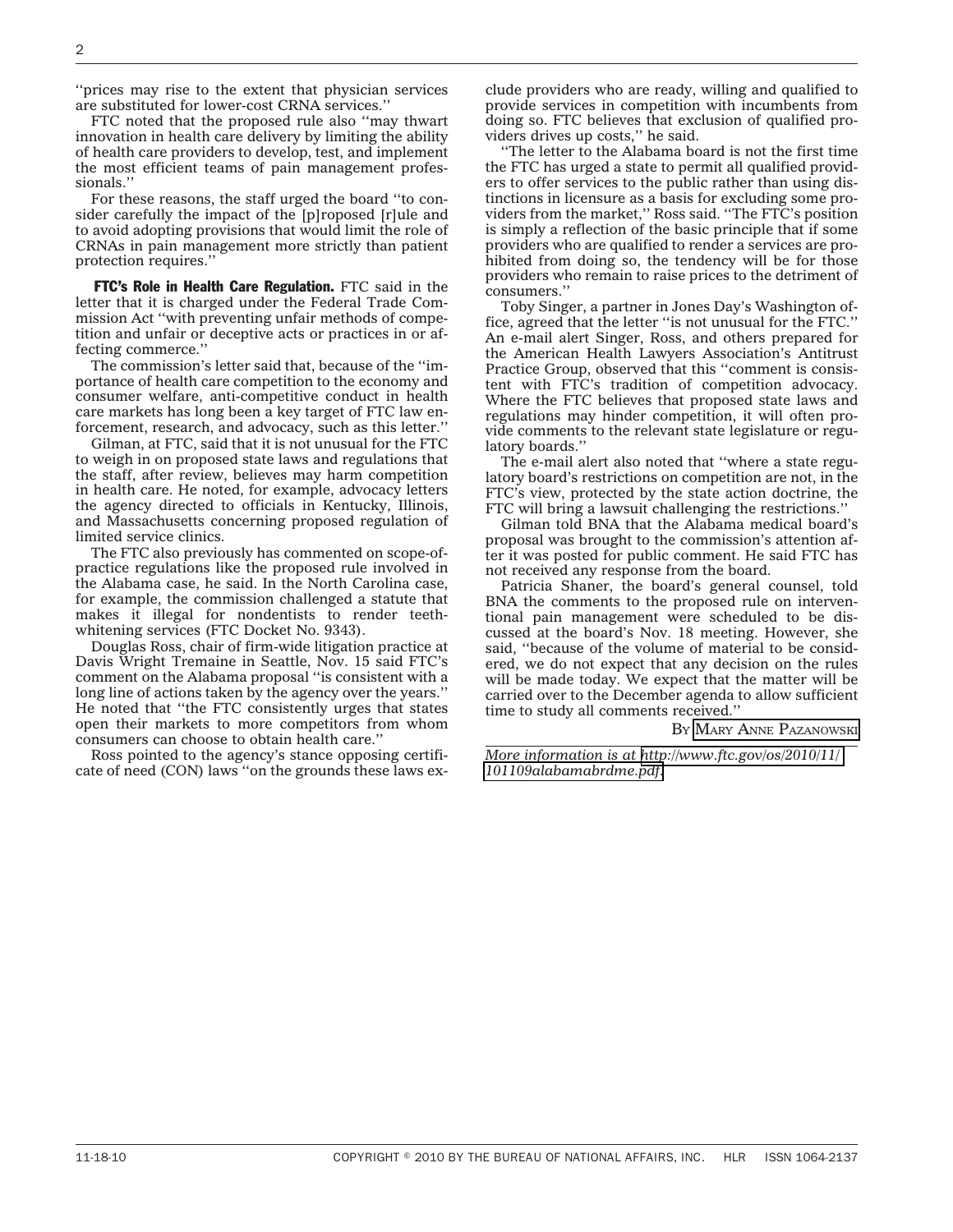''prices may rise to the extent that physician services are substituted for lower-cost CRNA services.''

FTC noted that the proposed rule also ''may thwart innovation in health care delivery by limiting the ability of health care providers to develop, test, and implement the most efficient teams of pain management professionals.''

For these reasons, the staff urged the board ''to consider carefully the impact of the [p]roposed [r]ule and to avoid adopting provisions that would limit the role of CRNAs in pain management more strictly than patient protection requires.''

**FTC's Role in Health Care Regulation.** FTC said in the letter that it is charged under the Federal Trade Commission Act ''with preventing unfair methods of competition and unfair or deceptive acts or practices in or affecting commerce.''

The commission's letter said that, because of the ''importance of health care competition to the economy and consumer welfare, anti-competitive conduct in health care markets has long been a key target of FTC law enforcement, research, and advocacy, such as this letter.''

Gilman, at FTC, said that it is not unusual for the FTC to weigh in on proposed state laws and regulations that the staff, after review, believes may harm competition in health care. He noted, for example, advocacy letters the agency directed to officials in Kentucky, Illinois, and Massachusetts concerning proposed regulation of limited service clinics.

The FTC also previously has commented on scope-of-practice regulations like the proposed rule involved in the Alabama case, he said. In the North Carolina case, for example, the commission challenged a statute that makes it illegal for nondentists to render teeth-whitening services (FTC Docket No. 9343).

Douglas Ross, chair of firm-wide litigation practice at Davis Wright Tremaine in Seattle, Nov. 15 said FTC's comment on the Alabama proposal ''is consistent with a long line of actions taken by the agency over the years.'' He noted that ''the FTC consistently urges that states open their markets to more competitors from whom consumers can choose to obtain health care.''

Ross pointed to the agency's stance opposing certificate of need (CON) laws ''on the grounds these laws exclude providers who are ready, willing and qualified to provide services in competition with incumbents from doing so. FTC believes that exclusion of qualified providers drives up costs,'' he said.

''The letter to the Alabama board is not the first time the FTC has urged a state to permit all qualified providers to offer services to the public rather than using distinctions in licensure as a basis for excluding some providers from the market,'' Ross said. ''The FTC's position is simply a reflection of the basic principle that if some providers who are qualified to render a services are prohibited from doing so, the tendency will be for those providers who remain to raise prices to the detriment of consumers.''

Toby Singer, a partner in Jones Day's Washington office, agreed that the letter ''is not unusual for the FTC.'' An e-mail alert Singer, Ross, and others prepared for the American Health Lawyers Association's Antitrust Practice Group, observed that this ''comment is consistent with FTC's tradition of competition advocacy. Where the FTC believes that proposed state laws and regulations may hinder competition, it will often provide comments to the relevant state legislature or regulatory boards.''

The e-mail alert also noted that ''where a state regulatory board's restrictions on competition are not, in the FTC's view, protected by the state action doctrine, the FTC will bring a lawsuit challenging the restrictions.''

Gilman told BNA that the Alabama medical board's proposal was brought to the commission's attention after it was posted for public comment. He said FTC has not received any response from the board.

Patricia Shaner, the board's general counsel, told BNA the comments to the proposed rule on interventional pain management were scheduled to be discussed at the board's Nov. 18 meeting. However, she said, ''because of the volume of material to be considered, we do not expect that any decision on the rules will be made today. We expect that the matter will be carried over to the December agenda to allow sufficient time to study all comments received.''

BY MARY ANNE PAZANOWSKI

*More information is at http://www.ftc.gov/os/2010/11/101109alabamabrdme.pdf.*